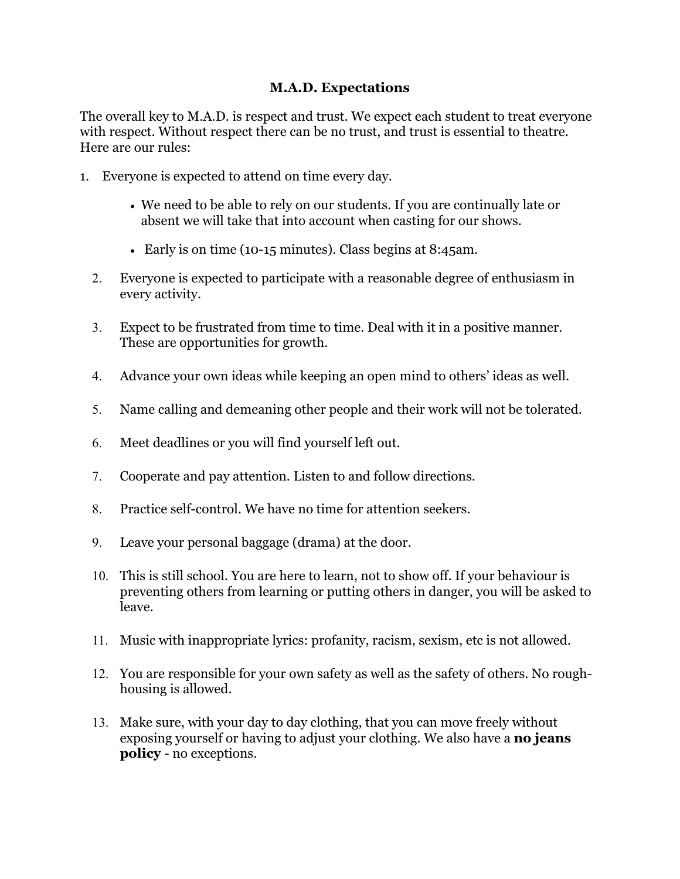# M.A.D. Expectations

The overall key to M.A.D. is respect and trust. We expect each student to treat everyone with respect. Without respect there can be no trust, and trust is essential to theatre. Here are our rules:

1. Everyone is expected to attend on time every day.
    - We need to be able to rely on our students. If you are continually late or absent we will take that into account when casting for our shows.
    - Early is on time (10-15 minutes). Class begins at 8:45am.
2. Everyone is expected to participate with a reasonable degree of enthusiasm in every activity.
3. Expect to be frustrated from time to time. Deal with it in a positive manner. These are opportunities for growth.
4. Advance your own ideas while keeping an open mind to others' ideas as well.
5. Name calling and demeaning other people and their work will not be tolerated.
6. Meet deadlines or you will find yourself left out.
7. Cooperate and pay attention. Listen to and follow directions.
8. Practice self-control. We have no time for attention seekers.
9. Leave your personal baggage (drama) at the door.
10. This is still school. You are here to learn, not to show off. If your behaviour is preventing others from learning or putting others in danger, you will be asked to leave.
11. Music with inappropriate lyrics: profanity, racism, sexism, etc is not allowed.
12. You are responsible for your own safety as well as the safety of others. No rough-housing is allowed.
13. Make sure, with your day to day clothing, that you can move freely without exposing yourself or having to adjust your clothing. We also have a **no jeans policy** - no exceptions.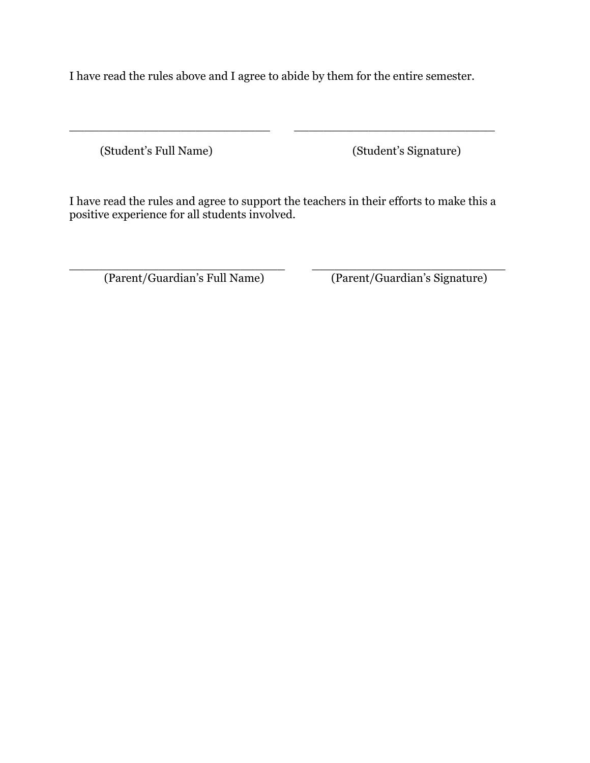I have read the rules above and I agree to abide by them for the entire semester.

______________________________ ______________________________

(Student's Full Name) (Student's Signature)

I have read the rules and agree to support the teachers in their efforts to make this a positive experience for all students involved.

________________________________ ______________________________

(Parent/Guardian's Full Name) (Parent/Guardian's Signature)